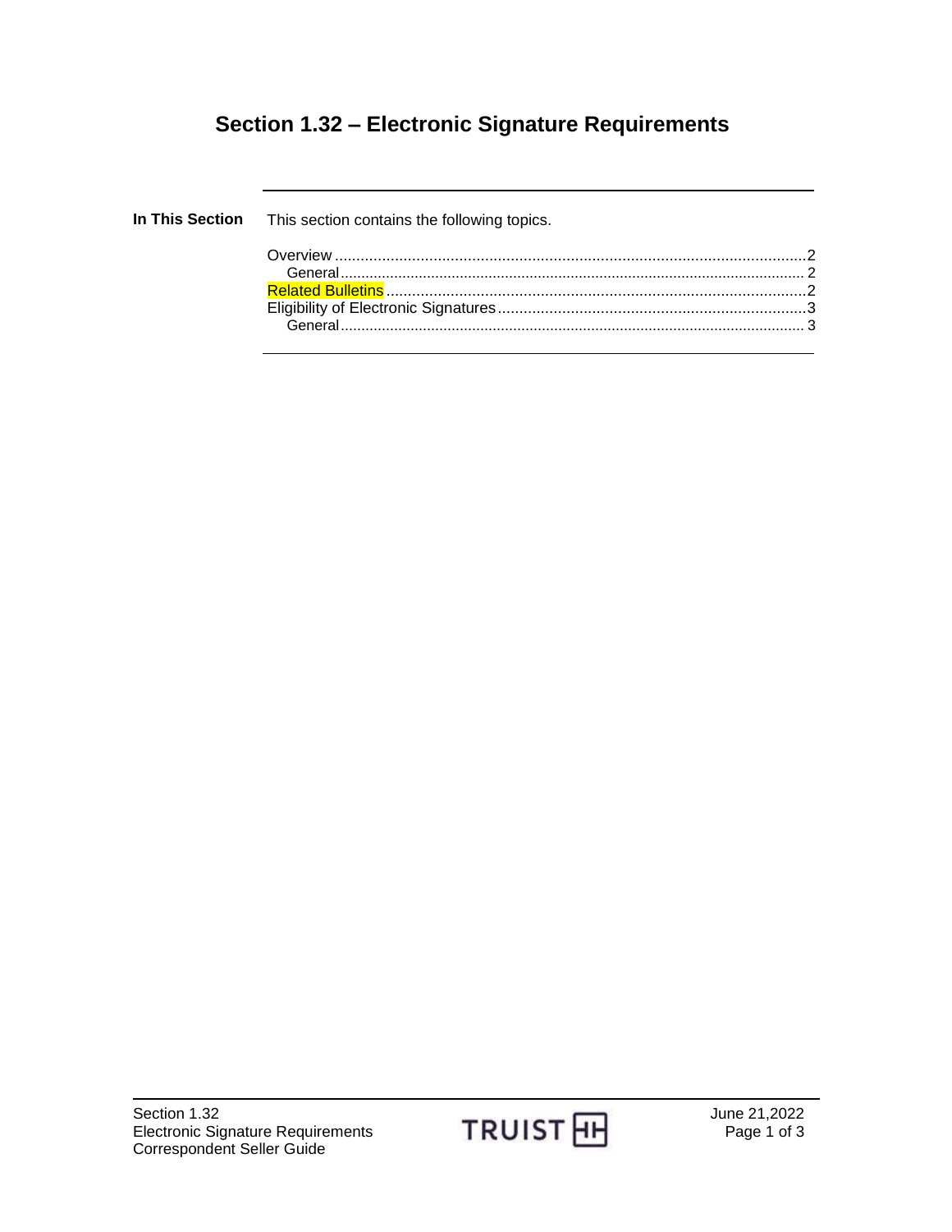# Section 1.32 – Electronic Signature Requirements

**In This Section**

This section contains the following topics.

Overview ............................................................................................................2
- General ..............................................................................................................2

Related Bulletins ..................................................................................................2

Eligibility of Electronic Signatures .....................................................................3
- General ..............................................................................................................3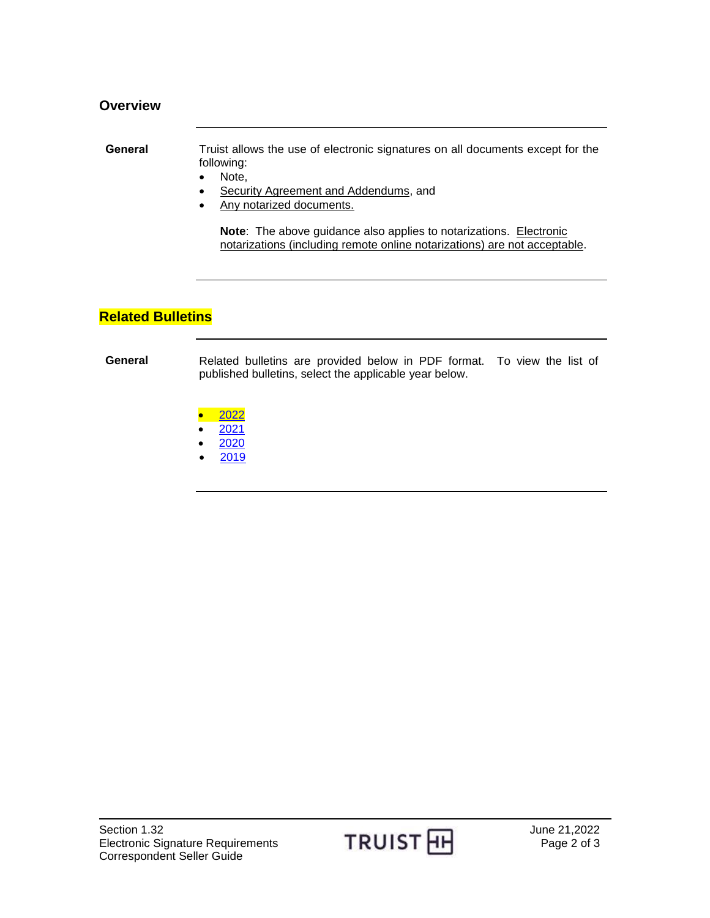## Overview

**General**

Truist allows the use of electronic signatures on all documents except for the following:

- Note,
- Security Agreement and Addendums, and
- Any notarized documents.

**Note**: The above guidance also applies to notarizations. Electronic notarizations (including remote online notarizations) are not acceptable.

## Related Bulletins

**General**

Related bulletins are provided below in PDF format. To view the list of published bulletins, select the applicable year below.

- 2022
- 2021
- 2020
- 2019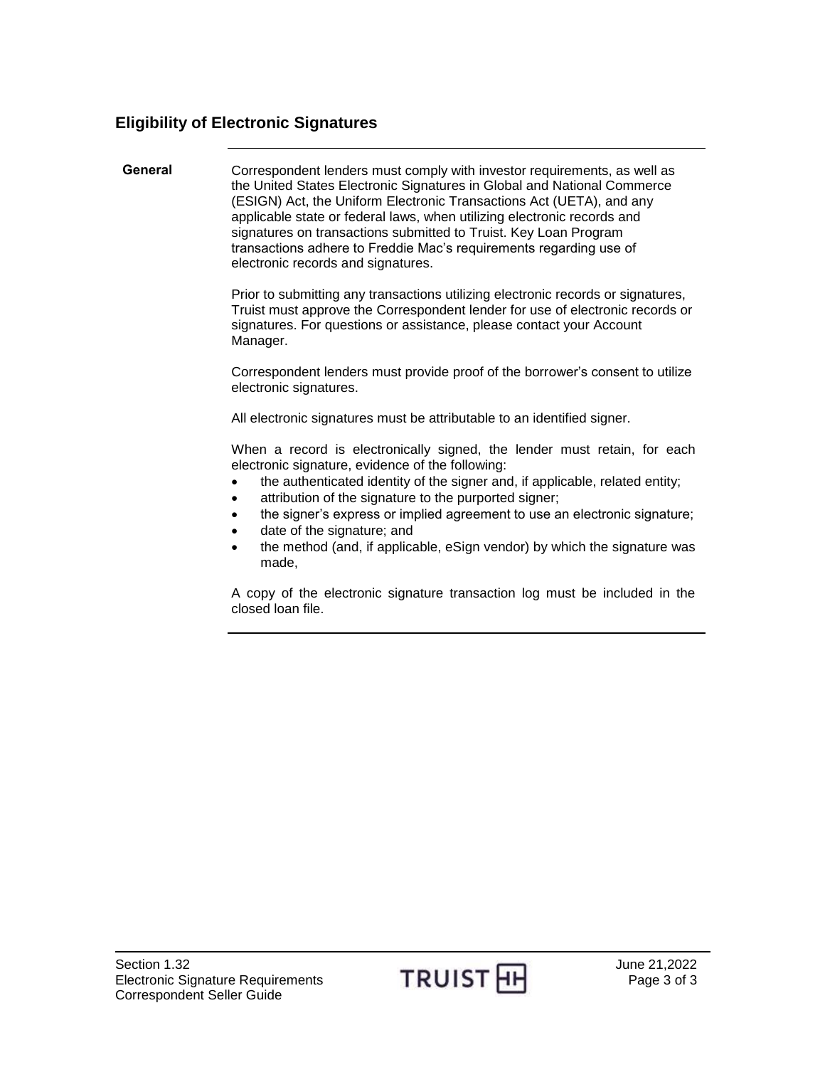## Eligibility of Electronic Signatures

**General**

Correspondent lenders must comply with investor requirements, as well as the United States Electronic Signatures in Global and National Commerce (ESIGN) Act, the Uniform Electronic Transactions Act (UETA), and any applicable state or federal laws, when utilizing electronic records and signatures on transactions submitted to Truist. Key Loan Program transactions adhere to Freddie Mac's requirements regarding use of electronic records and signatures.

Prior to submitting any transactions utilizing electronic records or signatures, Truist must approve the Correspondent lender for use of electronic records or signatures. For questions or assistance, please contact your Account Manager.

Correspondent lenders must provide proof of the borrower's consent to utilize electronic signatures.

All electronic signatures must be attributable to an identified signer.

When a record is electronically signed, the lender must retain, for each electronic signature, evidence of the following:

- the authenticated identity of the signer and, if applicable, related entity;
- attribution of the signature to the purported signer;
- the signer's express or implied agreement to use an electronic signature;
- date of the signature; and
- the method (and, if applicable, eSign vendor) by which the signature was made,

A copy of the electronic signature transaction log must be included in the closed loan file.